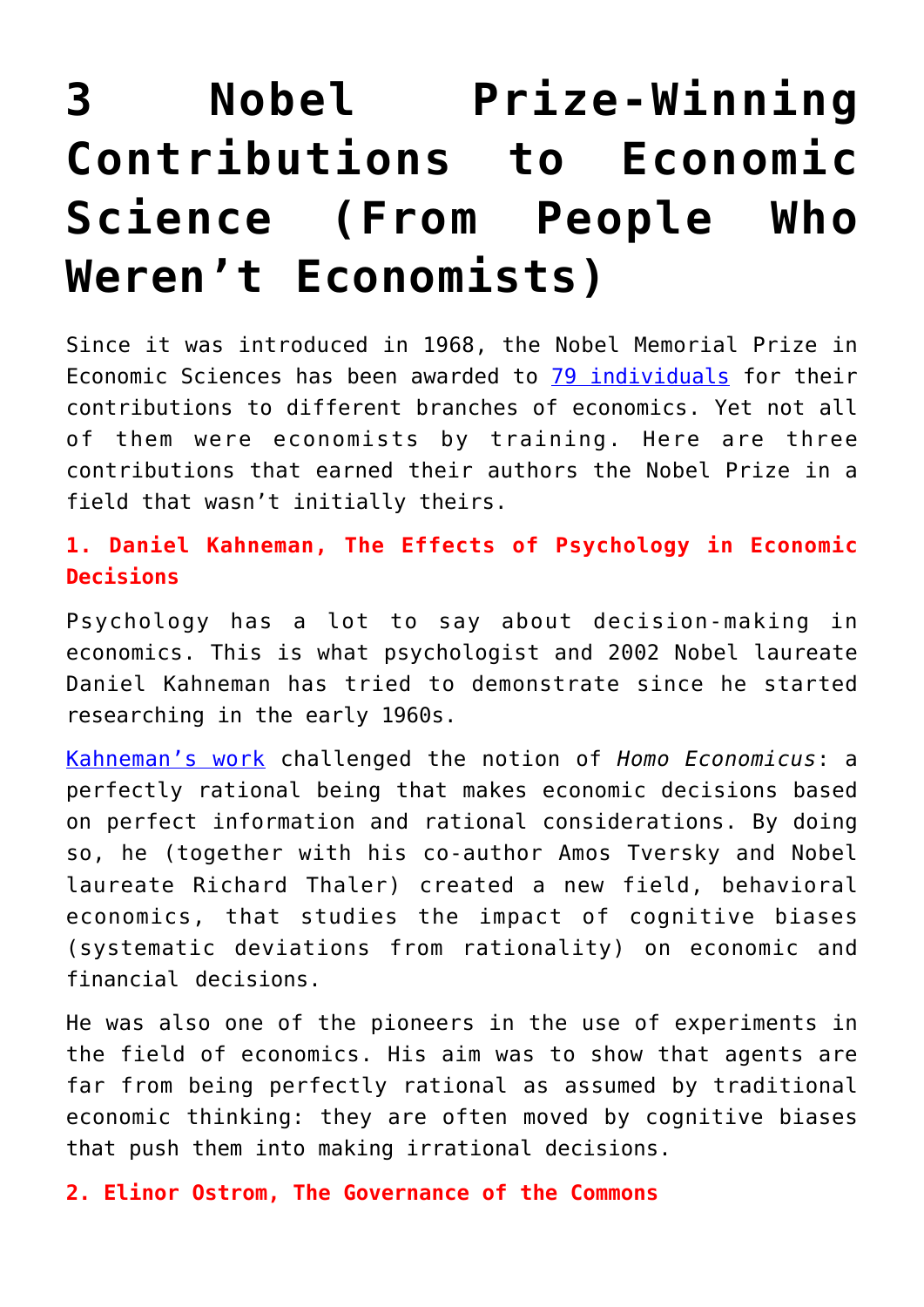# 3 Nobel Prize-Winning Contributions to Economic Science (From People Who Weren't Economists)

Since it was introduced in 1968, the Nobel Memorial Prize in Economic Sciences has been awarded to 79 individuals for their contributions to different branches of economics. Yet not all of them were economists by training. Here are three contributions that earned their authors the Nobel Prize in a field that wasn't initially theirs.

### 1. Daniel Kahneman, The Effects of Psychology in Economic Decisions

Psychology has a lot to say about decision-making in economics. This is what psychologist and 2002 Nobel laureate Daniel Kahneman has tried to demonstrate since he started researching in the early 1960s.

Kahneman's work challenged the notion of *Homo Economicus*: a perfectly rational being that makes economic decisions based on perfect information and rational considerations. By doing so, he (together with his co-author Amos Tversky and Nobel laureate Richard Thaler) created a new field, behavioral economics, that studies the impact of cognitive biases (systematic deviations from rationality) on economic and financial decisions.

He was also one of the pioneers in the use of experiments in the field of economics. His aim was to show that agents are far from being perfectly rational as assumed by traditional economic thinking: they are often moved by cognitive biases that push them into making irrational decisions.

### 2. Elinor Ostrom, The Governance of the Commons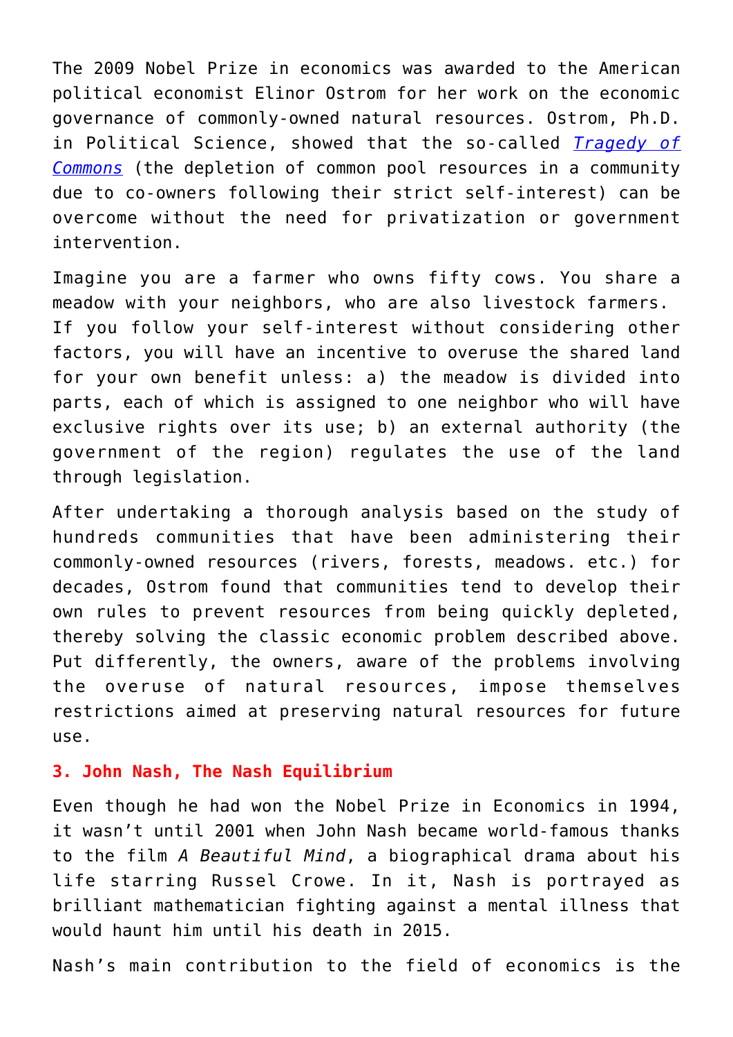The 2009 Nobel Prize in economics was awarded to the American political economist Elinor Ostrom for her work on the economic governance of commonly-owned natural resources. Ostrom, Ph.D. in Political Science, showed that the so-called *Tragedy of Commons* (the depletion of common pool resources in a community due to co-owners following their strict self-interest) can be overcome without the need for privatization or government intervention.

Imagine you are a farmer who owns fifty cows. You share a meadow with your neighbors, who are also livestock farmers. If you follow your self-interest without considering other factors, you will have an incentive to overuse the shared land for your own benefit unless: a) the meadow is divided into parts, each of which is assigned to one neighbor who will have exclusive rights over its use; b) an external authority (the government of the region) regulates the use of the land through legislation.

After undertaking a thorough analysis based on the study of hundreds communities that have been administering their commonly-owned resources (rivers, forests, meadows. etc.) for decades, Ostrom found that communities tend to develop their own rules to prevent resources from being quickly depleted, thereby solving the classic economic problem described above. Put differently, the owners, aware of the problems involving the overuse of natural resources, impose themselves restrictions aimed at preserving natural resources for future use.

### 3. John Nash, The Nash Equilibrium

Even though he had won the Nobel Prize in Economics in 1994, it wasn't until 2001 when John Nash became world-famous thanks to the film *A Beautiful Mind*, a biographical drama about his life starring Russel Crowe. In it, Nash is portrayed as brilliant mathematician fighting against a mental illness that would haunt him until his death in 2015.

Nash's main contribution to the field of economics is the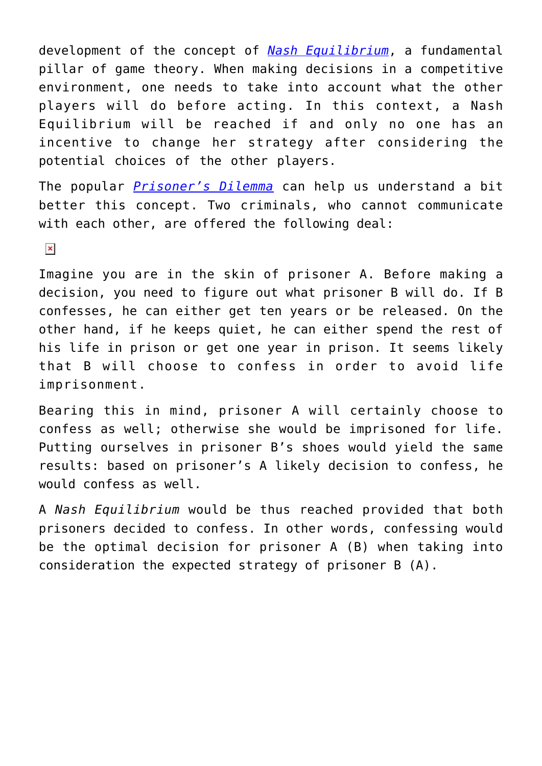development of the concept of *Nash Equilibrium*, a fundamental pillar of game theory. When making decisions in a competitive environment, one needs to take into account what the other players will do before acting. In this context, a Nash Equilibrium will be reached if and only no one has an incentive to change her strategy after considering the potential choices of the other players.

The popular *Prisoner's Dilemma* can help us understand a bit better this concept. Two criminals, who cannot communicate with each other, are offered the following deal:

Imagine you are in the skin of prisoner A. Before making a decision, you need to figure out what prisoner B will do. If B confesses, he can either get ten years or be released. On the other hand, if he keeps quiet, he can either spend the rest of his life in prison or get one year in prison. It seems likely that B will choose to confess in order to avoid life imprisonment.

Bearing this in mind, prisoner A will certainly choose to confess as well; otherwise she would be imprisoned for life. Putting ourselves in prisoner B's shoes would yield the same results: based on prisoner's A likely decision to confess, he would confess as well.

A *Nash Equilibrium* would be thus reached provided that both prisoners decided to confess. In other words, confessing would be the optimal decision for prisoner A (B) when taking into consideration the expected strategy of prisoner B (A).